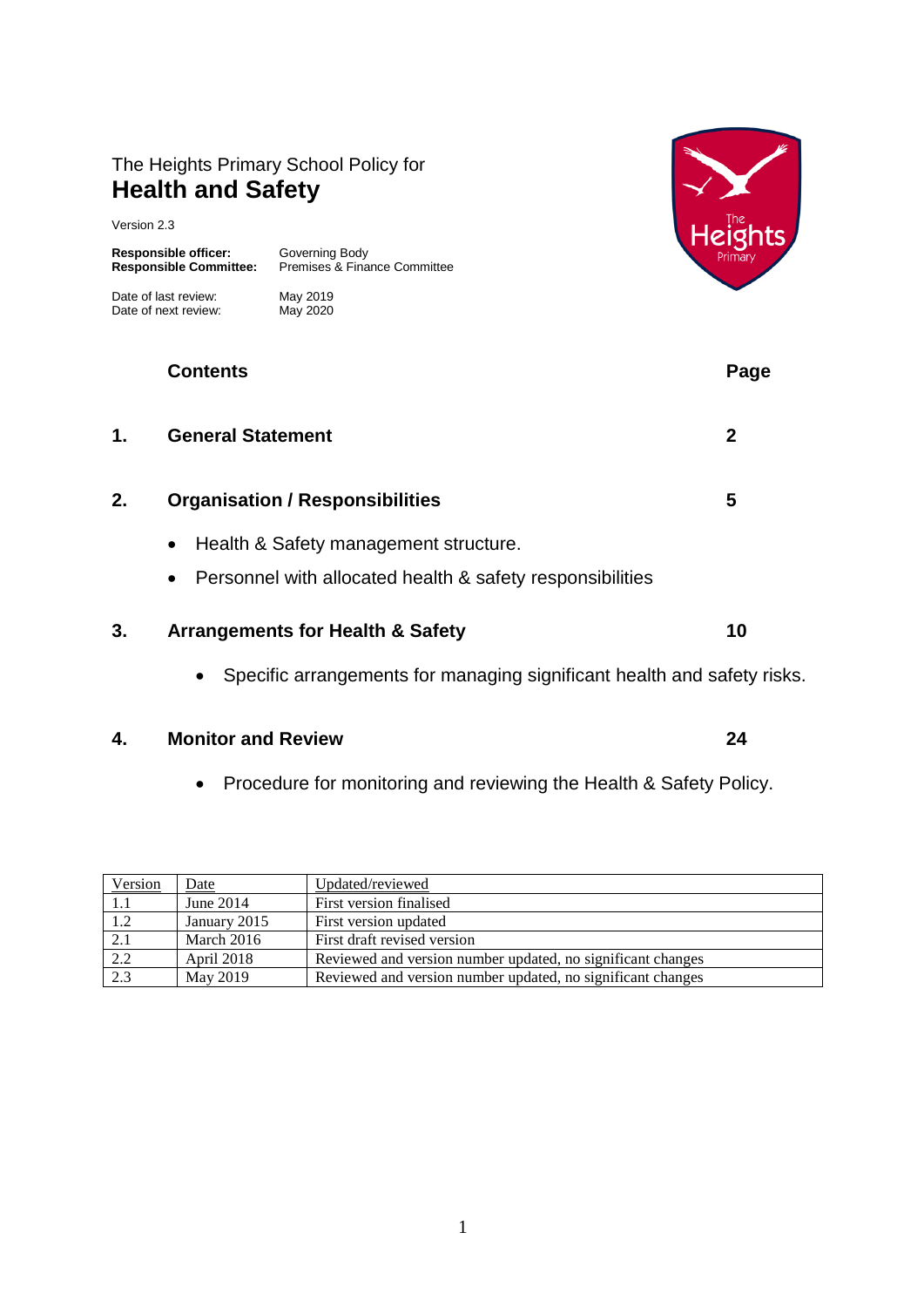The Heights Primary School Policy for

# Health and Safety

Version 2.3

**Responsible officer:** Governing Body
**Responsible Committee:** Premises & Finance Committee

Date of last review: May 2019
Date of next review: May 2020

| | Contents | Page |
|---|---|---|
| 1. | **General Statement** | 2 |
| 2. | **Organisation / Responsibilities** | 5 |
| | • Health & Safety management structure.<br>• Personnel with allocated health & safety responsibilities | |
| 3. | **Arrangements for Health & Safety** | 10 |
| | • Specific arrangements for managing significant health and safety risks. | |
| 4. | **Monitor and Review** | 24 |
| | • Procedure for monitoring and reviewing the Health & Safety Policy. | |

| Version | Date | Updated/reviewed |
|---|---|---|
| 1.1 | June 2014 | First version finalised |
| 1.2 | January 2015 | First version updated |
| 2.1 | March 2016 | First draft revised version |
| 2.2 | April 2018 | Reviewed and version number updated, no significant changes |
| 2.3 | May 2019 | Reviewed and version number updated, no significant changes |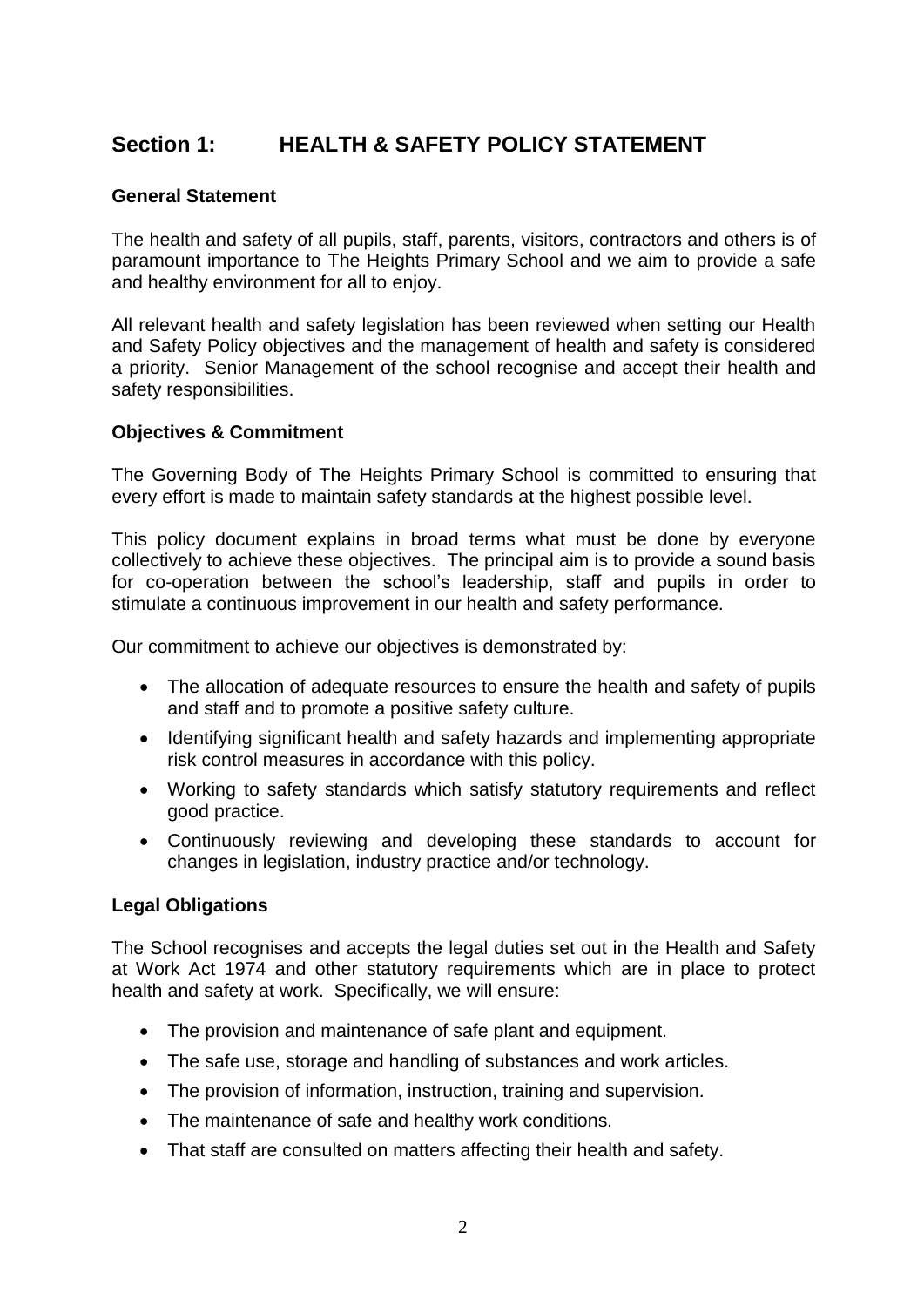# Section 1: HEALTH & SAFETY POLICY STATEMENT

**General Statement**

The health and safety of all pupils, staff, parents, visitors, contractors and others is of paramount importance to The Heights Primary School and we aim to provide a safe and healthy environment for all to enjoy.

All relevant health and safety legislation has been reviewed when setting our Health and Safety Policy objectives and the management of health and safety is considered a priority. Senior Management of the school recognise and accept their health and safety responsibilities.

**Objectives & Commitment**

The Governing Body of The Heights Primary School is committed to ensuring that every effort is made to maintain safety standards at the highest possible level.

This policy document explains in broad terms what must be done by everyone collectively to achieve these objectives. The principal aim is to provide a sound basis for co-operation between the school's leadership, staff and pupils in order to stimulate a continuous improvement in our health and safety performance.

Our commitment to achieve our objectives is demonstrated by:

- The allocation of adequate resources to ensure the health and safety of pupils and staff and to promote a positive safety culture.
- Identifying significant health and safety hazards and implementing appropriate risk control measures in accordance with this policy.
- Working to safety standards which satisfy statutory requirements and reflect good practice.
- Continuously reviewing and developing these standards to account for changes in legislation, industry practice and/or technology.

**Legal Obligations**

The School recognises and accepts the legal duties set out in the Health and Safety at Work Act 1974 and other statutory requirements which are in place to protect health and safety at work. Specifically, we will ensure:

- The provision and maintenance of safe plant and equipment.
- The safe use, storage and handling of substances and work articles.
- The provision of information, instruction, training and supervision.
- The maintenance of safe and healthy work conditions.
- That staff are consulted on matters affecting their health and safety.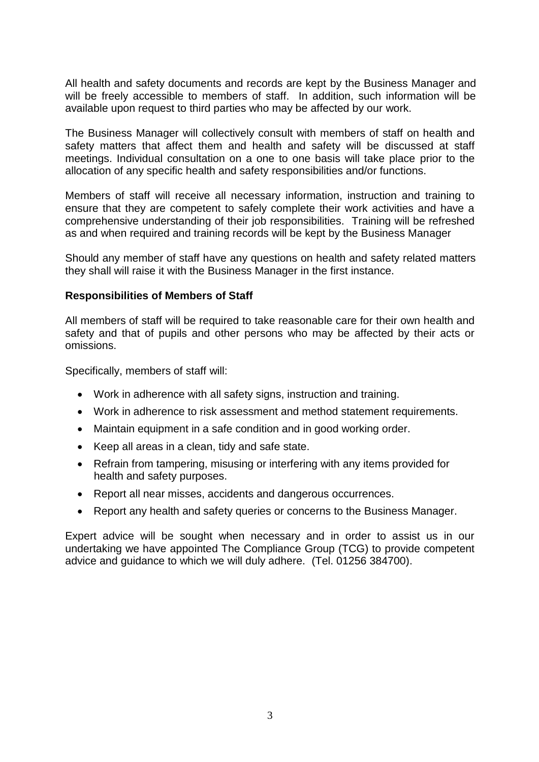All health and safety documents and records are kept by the Business Manager and will be freely accessible to members of staff. In addition, such information will be available upon request to third parties who may be affected by our work.

The Business Manager will collectively consult with members of staff on health and safety matters that affect them and health and safety will be discussed at staff meetings. Individual consultation on a one to one basis will take place prior to the allocation of any specific health and safety responsibilities and/or functions.

Members of staff will receive all necessary information, instruction and training to ensure that they are competent to safely complete their work activities and have a comprehensive understanding of their job responsibilities. Training will be refreshed as and when required and training records will be kept by the Business Manager

Should any member of staff have any questions on health and safety related matters they shall will raise it with the Business Manager in the first instance.

**Responsibilities of Members of Staff**

All members of staff will be required to take reasonable care for their own health and safety and that of pupils and other persons who may be affected by their acts or omissions.

Specifically, members of staff will:

- Work in adherence with all safety signs, instruction and training.
- Work in adherence to risk assessment and method statement requirements.
- Maintain equipment in a safe condition and in good working order.
- Keep all areas in a clean, tidy and safe state.
- Refrain from tampering, misusing or interfering with any items provided for health and safety purposes.
- Report all near misses, accidents and dangerous occurrences.
- Report any health and safety queries or concerns to the Business Manager.

Expert advice will be sought when necessary and in order to assist us in our undertaking we have appointed The Compliance Group (TCG) to provide competent advice and guidance to which we will duly adhere. (Tel. 01256 384700).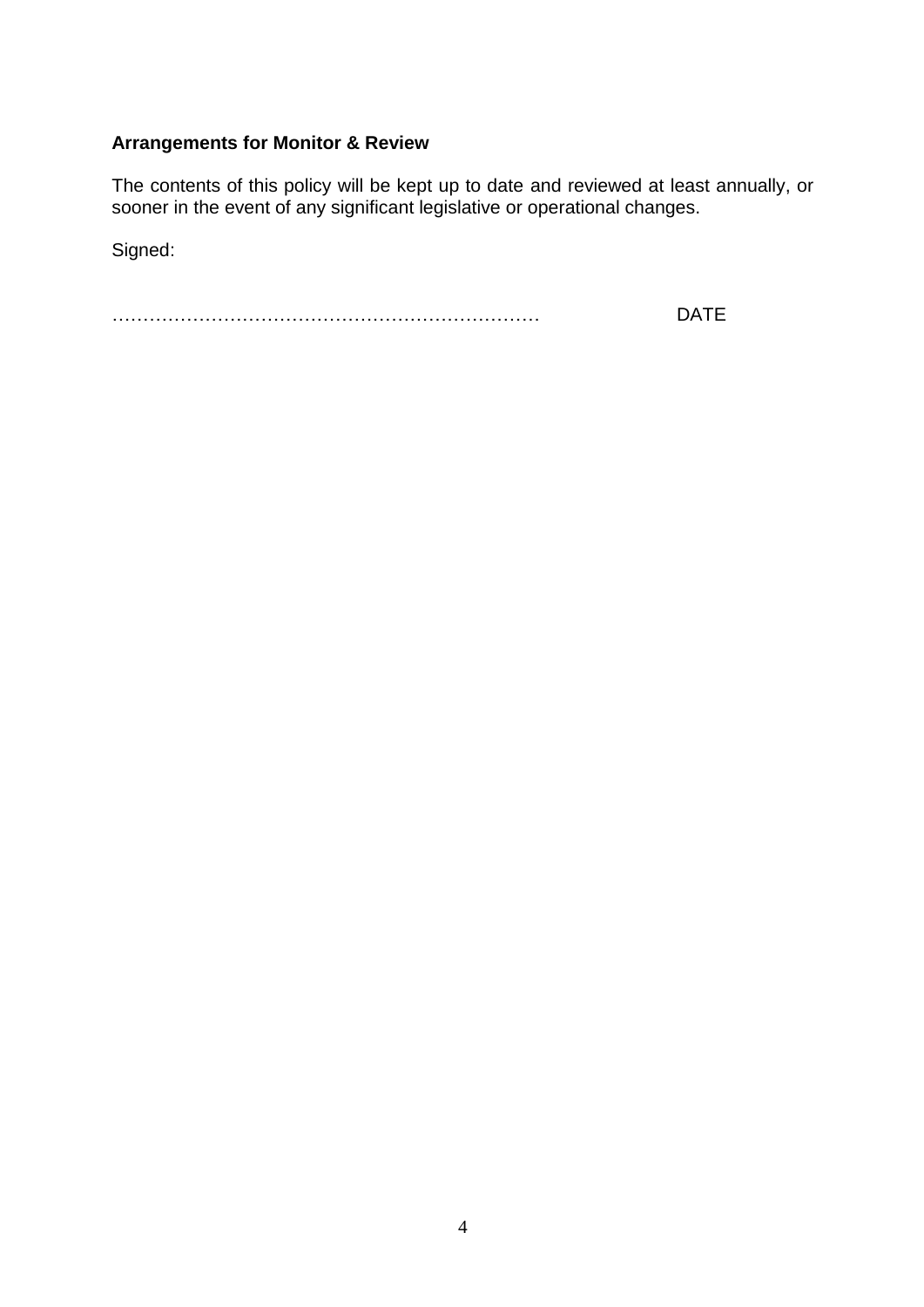**Arrangements for Monitor & Review**

The contents of this policy will be kept up to date and reviewed at least annually, or sooner in the event of any significant legislative or operational changes.

Signed:

…………………………………………………………… DATE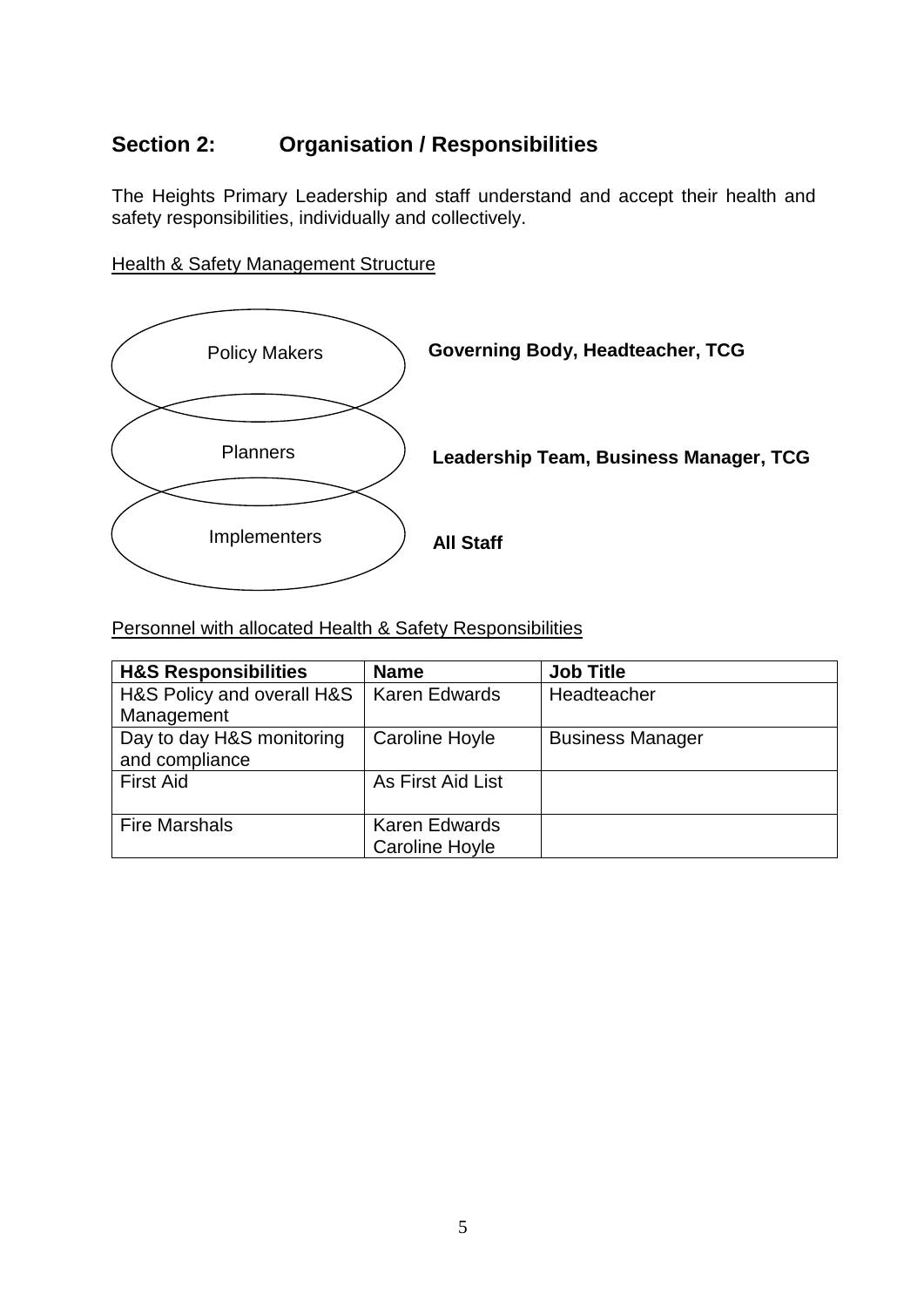## Section 2: Organisation / Responsibilities

The Heights Primary Leadership and staff understand and accept their health and safety responsibilities, individually and collectively.

Health & Safety Management Structure

| | |
|---|---|
| Policy Makers | **Governing Body, Headteacher, TCG** |
| Planners | **Leadership Team, Business Manager, TCG** |
| Implementers | **All Staff** |

Personnel with allocated Health & Safety Responsibilities

| H&S Responsibilities | Name | Job Title |
|---|---|---|
| H&S Policy and overall H&S Management | Karen Edwards | Headteacher |
| Day to day H&S monitoring and compliance | Caroline Hoyle | Business Manager |
| First Aid | As First Aid List | |
| Fire Marshals | Karen Edwards<br>Caroline Hoyle | |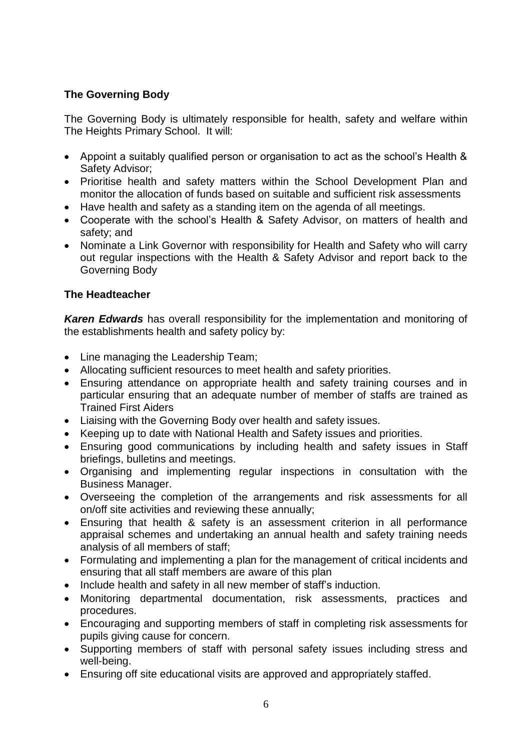### The Governing Body

The Governing Body is ultimately responsible for health, safety and welfare within The Heights Primary School. It will:

- Appoint a suitably qualified person or organisation to act as the school's Health & Safety Advisor;
- Prioritise health and safety matters within the School Development Plan and monitor the allocation of funds based on suitable and sufficient risk assessments
- Have health and safety as a standing item on the agenda of all meetings.
- Cooperate with the school's Health & Safety Advisor, on matters of health and safety; and
- Nominate a Link Governor with responsibility for Health and Safety who will carry out regular inspections with the Health & Safety Advisor and report back to the Governing Body

### The Headteacher

***Karen Edwards*** has overall responsibility for the implementation and monitoring of the establishments health and safety policy by:

- Line managing the Leadership Team;
- Allocating sufficient resources to meet health and safety priorities.
- Ensuring attendance on appropriate health and safety training courses and in particular ensuring that an adequate number of member of staffs are trained as Trained First Aiders
- Liaising with the Governing Body over health and safety issues.
- Keeping up to date with National Health and Safety issues and priorities.
- Ensuring good communications by including health and safety issues in Staff briefings, bulletins and meetings.
- Organising and implementing regular inspections in consultation with the Business Manager.
- Overseeing the completion of the arrangements and risk assessments for all on/off site activities and reviewing these annually;
- Ensuring that health & safety is an assessment criterion in all performance appraisal schemes and undertaking an annual health and safety training needs analysis of all members of staff;
- Formulating and implementing a plan for the management of critical incidents and ensuring that all staff members are aware of this plan
- Include health and safety in all new member of staff's induction.
- Monitoring departmental documentation, risk assessments, practices and procedures.
- Encouraging and supporting members of staff in completing risk assessments for pupils giving cause for concern.
- Supporting members of staff with personal safety issues including stress and well-being.
- Ensuring off site educational visits are approved and appropriately staffed.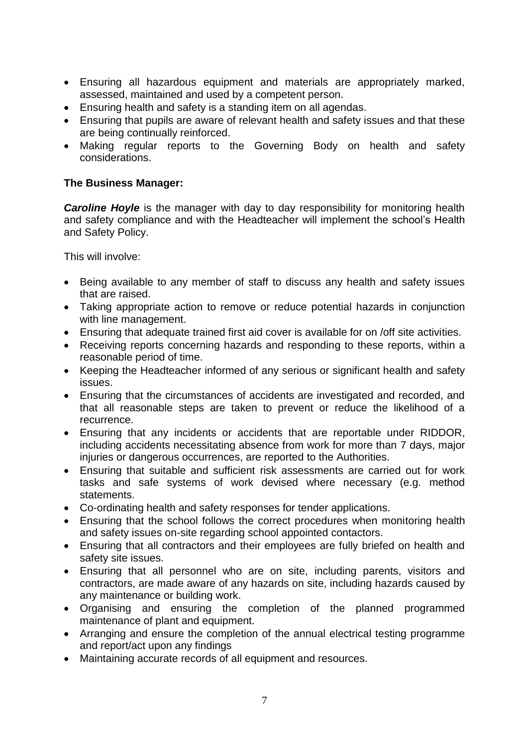- Ensuring all hazardous equipment and materials are appropriately marked, assessed, maintained and used by a competent person.
- Ensuring health and safety is a standing item on all agendas.
- Ensuring that pupils are aware of relevant health and safety issues and that these are being continually reinforced.
- Making regular reports to the Governing Body on health and safety considerations.

**The Business Manager:**

***Caroline Hoyle*** is the manager with day to day responsibility for monitoring health and safety compliance and with the Headteacher will implement the school's Health and Safety Policy.

This will involve:

- Being available to any member of staff to discuss any health and safety issues that are raised.
- Taking appropriate action to remove or reduce potential hazards in conjunction with line management.
- Ensuring that adequate trained first aid cover is available for on /off site activities.
- Receiving reports concerning hazards and responding to these reports, within a reasonable period of time.
- Keeping the Headteacher informed of any serious or significant health and safety issues.
- Ensuring that the circumstances of accidents are investigated and recorded, and that all reasonable steps are taken to prevent or reduce the likelihood of a recurrence.
- Ensuring that any incidents or accidents that are reportable under RIDDOR, including accidents necessitating absence from work for more than 7 days, major injuries or dangerous occurrences, are reported to the Authorities.
- Ensuring that suitable and sufficient risk assessments are carried out for work tasks and safe systems of work devised where necessary (e.g. method statements.
- Co-ordinating health and safety responses for tender applications.
- Ensuring that the school follows the correct procedures when monitoring health and safety issues on-site regarding school appointed contactors.
- Ensuring that all contractors and their employees are fully briefed on health and safety site issues.
- Ensuring that all personnel who are on site, including parents, visitors and contractors, are made aware of any hazards on site, including hazards caused by any maintenance or building work.
- Organising and ensuring the completion of the planned programmed maintenance of plant and equipment.
- Arranging and ensure the completion of the annual electrical testing programme and report/act upon any findings
- Maintaining accurate records of all equipment and resources.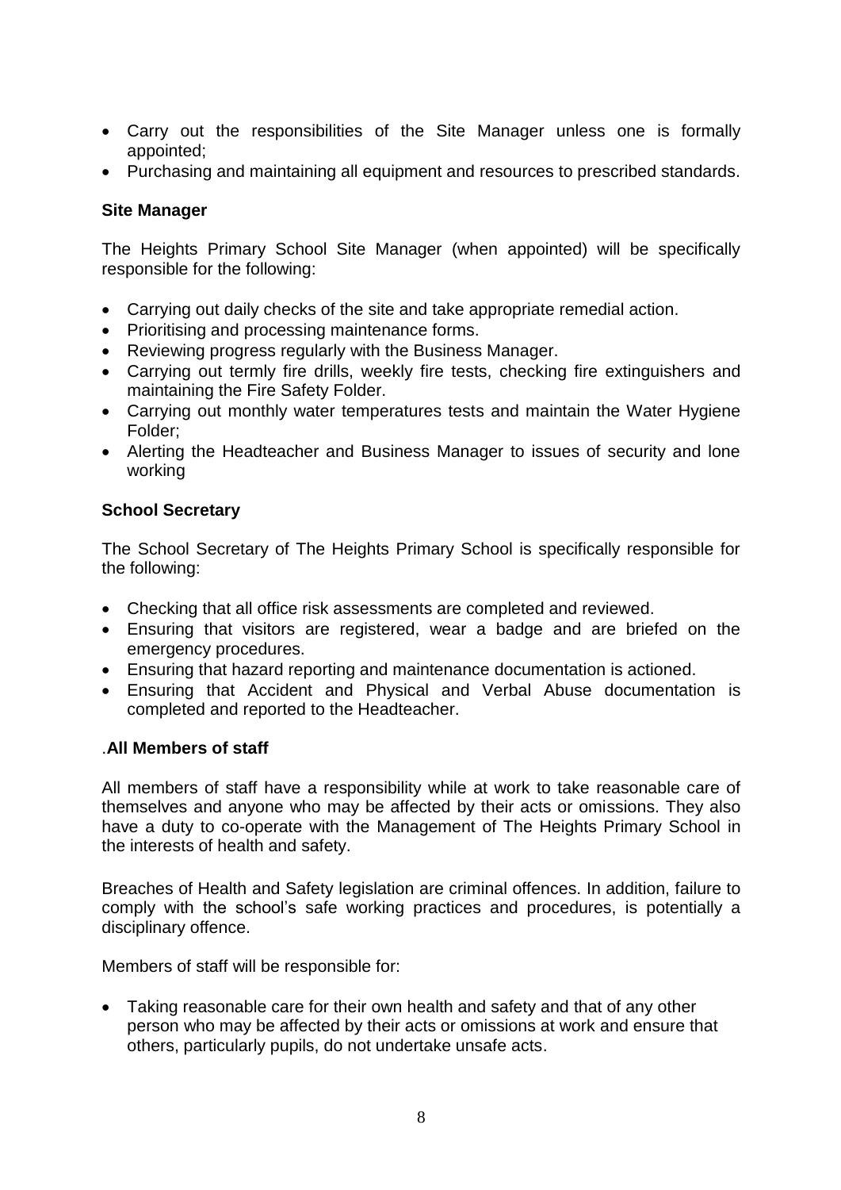- Carry out the responsibilities of the Site Manager unless one is formally appointed;
- Purchasing and maintaining all equipment and resources to prescribed standards.

**Site Manager**

The Heights Primary School Site Manager (when appointed) will be specifically responsible for the following:

- Carrying out daily checks of the site and take appropriate remedial action.
- Prioritising and processing maintenance forms.
- Reviewing progress regularly with the Business Manager.
- Carrying out termly fire drills, weekly fire tests, checking fire extinguishers and maintaining the Fire Safety Folder.
- Carrying out monthly water temperatures tests and maintain the Water Hygiene Folder;
- Alerting the Headteacher and Business Manager to issues of security and lone working

**School Secretary**

The School Secretary of The Heights Primary School is specifically responsible for the following:

- Checking that all office risk assessments are completed and reviewed.
- Ensuring that visitors are registered, wear a badge and are briefed on the emergency procedures.
- Ensuring that hazard reporting and maintenance documentation is actioned.
- Ensuring that Accident and Physical and Verbal Abuse documentation is completed and reported to the Headteacher.

.**All Members of staff**

All members of staff have a responsibility while at work to take reasonable care of themselves and anyone who may be affected by their acts or omissions. They also have a duty to co-operate with the Management of The Heights Primary School in the interests of health and safety.

Breaches of Health and Safety legislation are criminal offences. In addition, failure to comply with the school's safe working practices and procedures, is potentially a disciplinary offence.

Members of staff will be responsible for:

- Taking reasonable care for their own health and safety and that of any other person who may be affected by their acts or omissions at work and ensure that others, particularly pupils, do not undertake unsafe acts.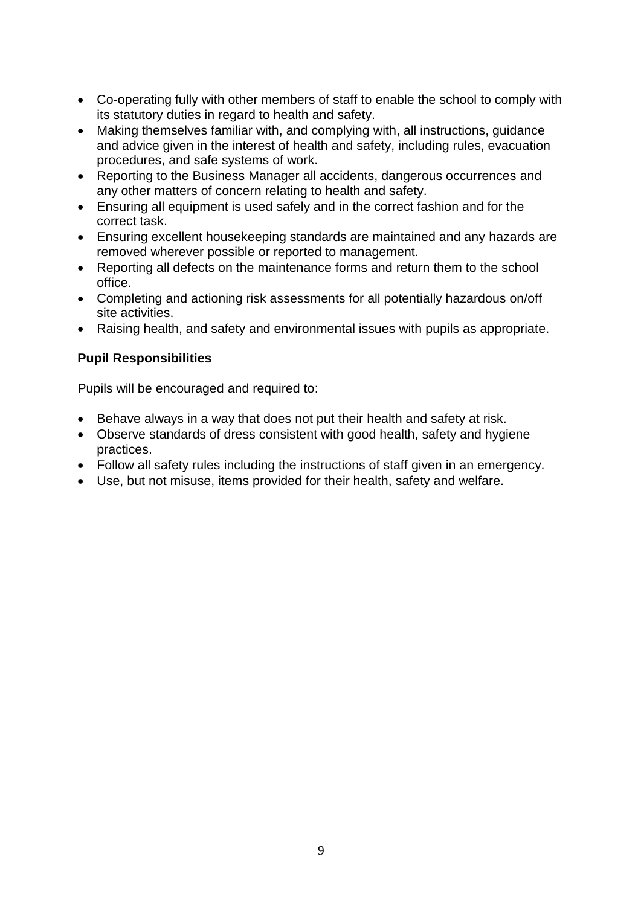- Co-operating fully with other members of staff to enable the school to comply with its statutory duties in regard to health and safety.
- Making themselves familiar with, and complying with, all instructions, guidance and advice given in the interest of health and safety, including rules, evacuation procedures, and safe systems of work.
- Reporting to the Business Manager all accidents, dangerous occurrences and any other matters of concern relating to health and safety.
- Ensuring all equipment is used safely and in the correct fashion and for the correct task.
- Ensuring excellent housekeeping standards are maintained and any hazards are removed wherever possible or reported to management.
- Reporting all defects on the maintenance forms and return them to the school office.
- Completing and actioning risk assessments for all potentially hazardous on/off site activities.
- Raising health, and safety and environmental issues with pupils as appropriate.

**Pupil Responsibilities**

Pupils will be encouraged and required to:

- Behave always in a way that does not put their health and safety at risk.
- Observe standards of dress consistent with good health, safety and hygiene practices.
- Follow all safety rules including the instructions of staff given in an emergency.
- Use, but not misuse, items provided for their health, safety and welfare.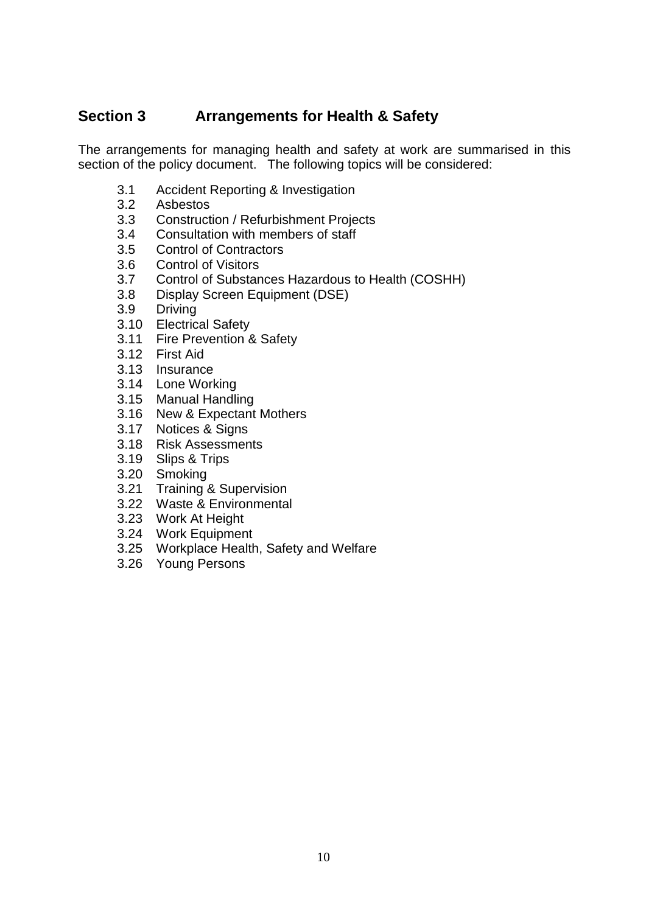## Section 3 Arrangements for Health & Safety

The arrangements for managing health and safety at work are summarised in this section of the policy document. The following topics will be considered:

- 3.1 Accident Reporting & Investigation
- 3.2 Asbestos
- 3.3 Construction / Refurbishment Projects
- 3.4 Consultation with members of staff
- 3.5 Control of Contractors
- 3.6 Control of Visitors
- 3.7 Control of Substances Hazardous to Health (COSHH)
- 3.8 Display Screen Equipment (DSE)
- 3.9 Driving
- 3.10 Electrical Safety
- 3.11 Fire Prevention & Safety
- 3.12 First Aid
- 3.13 Insurance
- 3.14 Lone Working
- 3.15 Manual Handling
- 3.16 New & Expectant Mothers
- 3.17 Notices & Signs
- 3.18 Risk Assessments
- 3.19 Slips & Trips
- 3.20 Smoking
- 3.21 Training & Supervision
- 3.22 Waste & Environmental
- 3.23 Work At Height
- 3.24 Work Equipment
- 3.25 Workplace Health, Safety and Welfare
- 3.26 Young Persons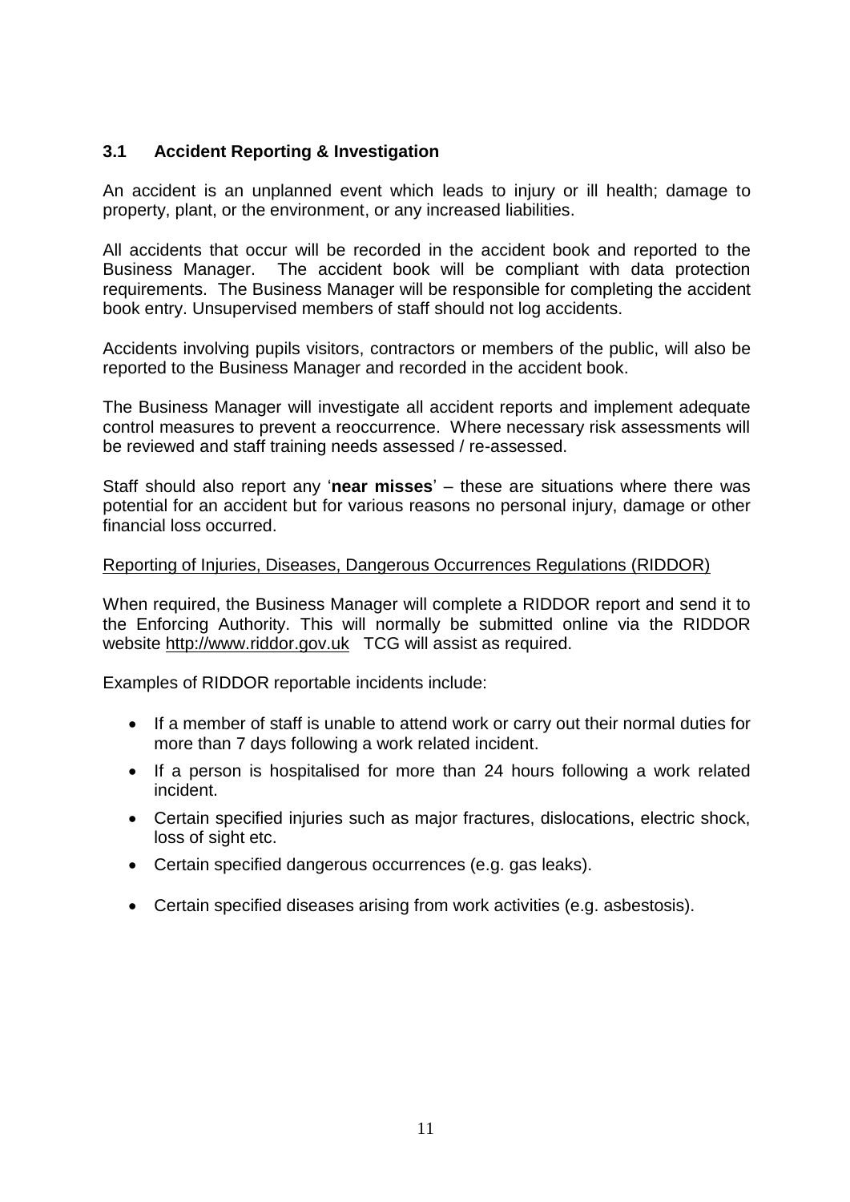### 3.1 Accident Reporting & Investigation

An accident is an unplanned event which leads to injury or ill health; damage to property, plant, or the environment, or any increased liabilities.

All accidents that occur will be recorded in the accident book and reported to the Business Manager. The accident book will be compliant with data protection requirements. The Business Manager will be responsible for completing the accident book entry. Unsupervised members of staff should not log accidents.

Accidents involving pupils visitors, contractors or members of the public, will also be reported to the Business Manager and recorded in the accident book.

The Business Manager will investigate all accident reports and implement adequate control measures to prevent a reoccurrence. Where necessary risk assessments will be reviewed and staff training needs assessed / re-assessed.

Staff should also report any '**near misses**' – these are situations where there was potential for an accident but for various reasons no personal injury, damage or other financial loss occurred.

Reporting of Injuries, Diseases, Dangerous Occurrences Regulations (RIDDOR)

When required, the Business Manager will complete a RIDDOR report and send it to the Enforcing Authority. This will normally be submitted online via the RIDDOR website http://www.riddor.gov.uk TCG will assist as required.

Examples of RIDDOR reportable incidents include:

- If a member of staff is unable to attend work or carry out their normal duties for more than 7 days following a work related incident.
- If a person is hospitalised for more than 24 hours following a work related incident.
- Certain specified injuries such as major fractures, dislocations, electric shock, loss of sight etc.
- Certain specified dangerous occurrences (e.g. gas leaks).
- Certain specified diseases arising from work activities (e.g. asbestosis).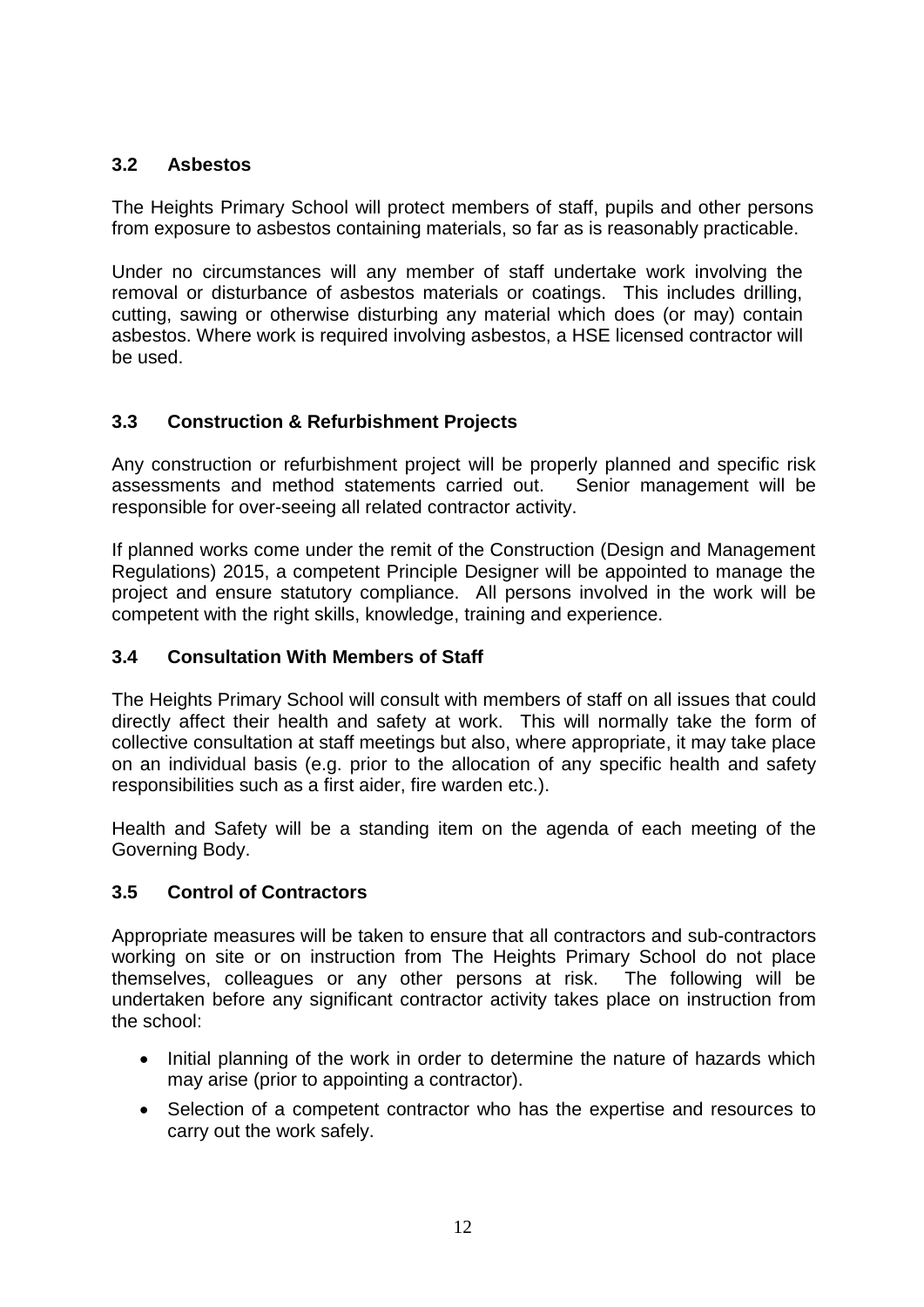### 3.2 Asbestos

The Heights Primary School will protect members of staff, pupils and other persons from exposure to asbestos containing materials, so far as is reasonably practicable.

Under no circumstances will any member of staff undertake work involving the removal or disturbance of asbestos materials or coatings. This includes drilling, cutting, sawing or otherwise disturbing any material which does (or may) contain asbestos. Where work is required involving asbestos, a HSE licensed contractor will be used.

### 3.3 Construction & Refurbishment Projects

Any construction or refurbishment project will be properly planned and specific risk assessments and method statements carried out. Senior management will be responsible for over-seeing all related contractor activity.

If planned works come under the remit of the Construction (Design and Management Regulations) 2015, a competent Principle Designer will be appointed to manage the project and ensure statutory compliance. All persons involved in the work will be competent with the right skills, knowledge, training and experience.

### 3.4 Consultation With Members of Staff

The Heights Primary School will consult with members of staff on all issues that could directly affect their health and safety at work. This will normally take the form of collective consultation at staff meetings but also, where appropriate, it may take place on an individual basis (e.g. prior to the allocation of any specific health and safety responsibilities such as a first aider, fire warden etc.).

Health and Safety will be a standing item on the agenda of each meeting of the Governing Body.

### 3.5 Control of Contractors

Appropriate measures will be taken to ensure that all contractors and sub-contractors working on site or on instruction from The Heights Primary School do not place themselves, colleagues or any other persons at risk. The following will be undertaken before any significant contractor activity takes place on instruction from the school:

- Initial planning of the work in order to determine the nature of hazards which may arise (prior to appointing a contractor).
- Selection of a competent contractor who has the expertise and resources to carry out the work safely.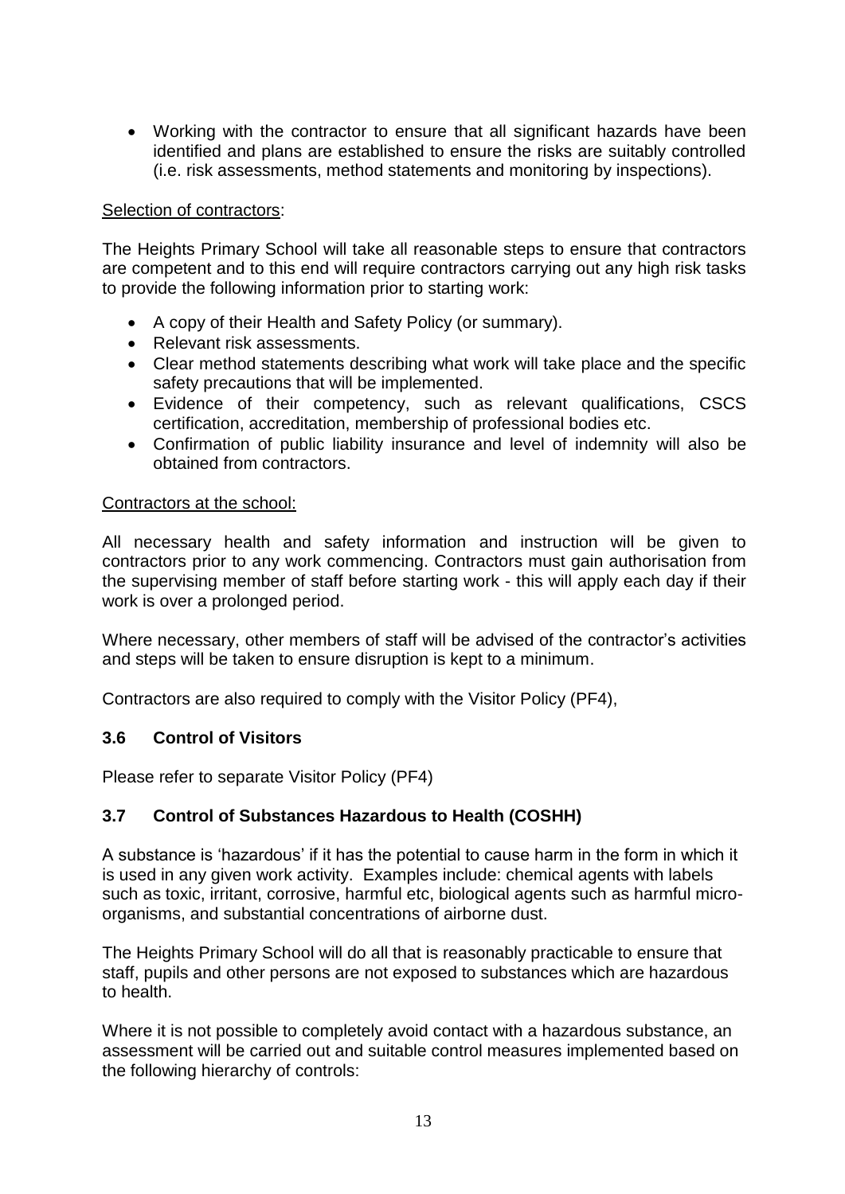- Working with the contractor to ensure that all significant hazards have been identified and plans are established to ensure the risks are suitably controlled (i.e. risk assessments, method statements and monitoring by inspections).

Selection of contractors:

The Heights Primary School will take all reasonable steps to ensure that contractors are competent and to this end will require contractors carrying out any high risk tasks to provide the following information prior to starting work:

- A copy of their Health and Safety Policy (or summary).
- Relevant risk assessments.
- Clear method statements describing what work will take place and the specific safety precautions that will be implemented.
- Evidence of their competency, such as relevant qualifications, CSCS certification, accreditation, membership of professional bodies etc.
- Confirmation of public liability insurance and level of indemnity will also be obtained from contractors.

Contractors at the school:

All necessary health and safety information and instruction will be given to contractors prior to any work commencing. Contractors must gain authorisation from the supervising member of staff before starting work - this will apply each day if their work is over a prolonged period.

Where necessary, other members of staff will be advised of the contractor's activities and steps will be taken to ensure disruption is kept to a minimum.

Contractors are also required to comply with the Visitor Policy (PF4),

### 3.6 Control of Visitors

Please refer to separate Visitor Policy (PF4)

### 3.7 Control of Substances Hazardous to Health (COSHH)

A substance is 'hazardous' if it has the potential to cause harm in the form in which it is used in any given work activity. Examples include: chemical agents with labels such as toxic, irritant, corrosive, harmful etc, biological agents such as harmful micro-organisms, and substantial concentrations of airborne dust.

The Heights Primary School will do all that is reasonably practicable to ensure that staff, pupils and other persons are not exposed to substances which are hazardous to health.

Where it is not possible to completely avoid contact with a hazardous substance, an assessment will be carried out and suitable control measures implemented based on the following hierarchy of controls: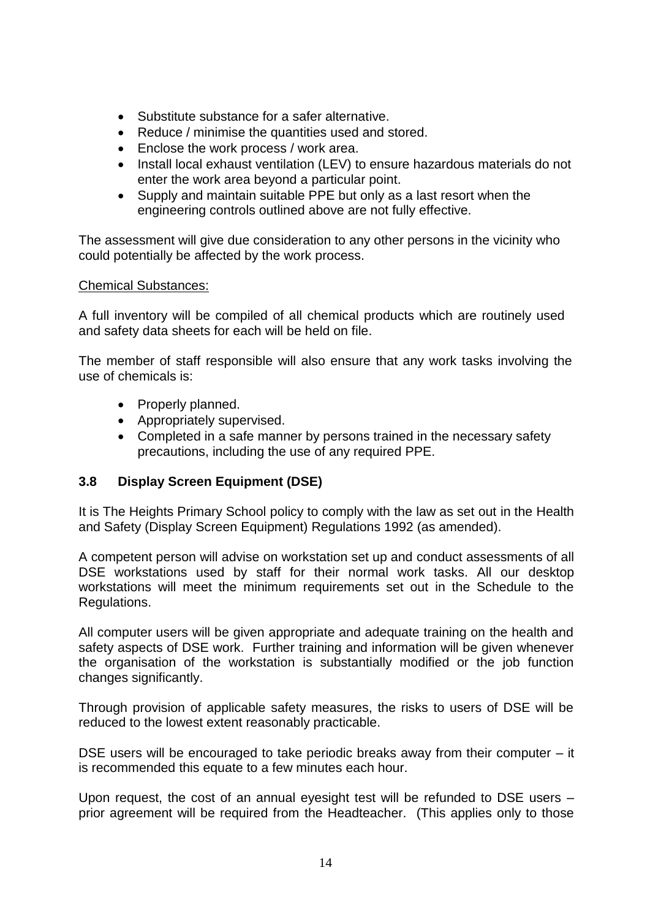- Substitute substance for a safer alternative.
- Reduce / minimise the quantities used and stored.
- Enclose the work process / work area.
- Install local exhaust ventilation (LEV) to ensure hazardous materials do not enter the work area beyond a particular point.
- Supply and maintain suitable PPE but only as a last resort when the engineering controls outlined above are not fully effective.

The assessment will give due consideration to any other persons in the vicinity who could potentially be affected by the work process.

Chemical Substances:

A full inventory will be compiled of all chemical products which are routinely used and safety data sheets for each will be held on file.

The member of staff responsible will also ensure that any work tasks involving the use of chemicals is:

- Properly planned.
- Appropriately supervised.
- Completed in a safe manner by persons trained in the necessary safety precautions, including the use of any required PPE.

### 3.8 Display Screen Equipment (DSE)

It is The Heights Primary School policy to comply with the law as set out in the Health and Safety (Display Screen Equipment) Regulations 1992 (as amended).

A competent person will advise on workstation set up and conduct assessments of all DSE workstations used by staff for their normal work tasks. All our desktop workstations will meet the minimum requirements set out in the Schedule to the Regulations.

All computer users will be given appropriate and adequate training on the health and safety aspects of DSE work. Further training and information will be given whenever the organisation of the workstation is substantially modified or the job function changes significantly.

Through provision of applicable safety measures, the risks to users of DSE will be reduced to the lowest extent reasonably practicable.

DSE users will be encouraged to take periodic breaks away from their computer – it is recommended this equate to a few minutes each hour.

Upon request, the cost of an annual eyesight test will be refunded to DSE users – prior agreement will be required from the Headteacher. (This applies only to those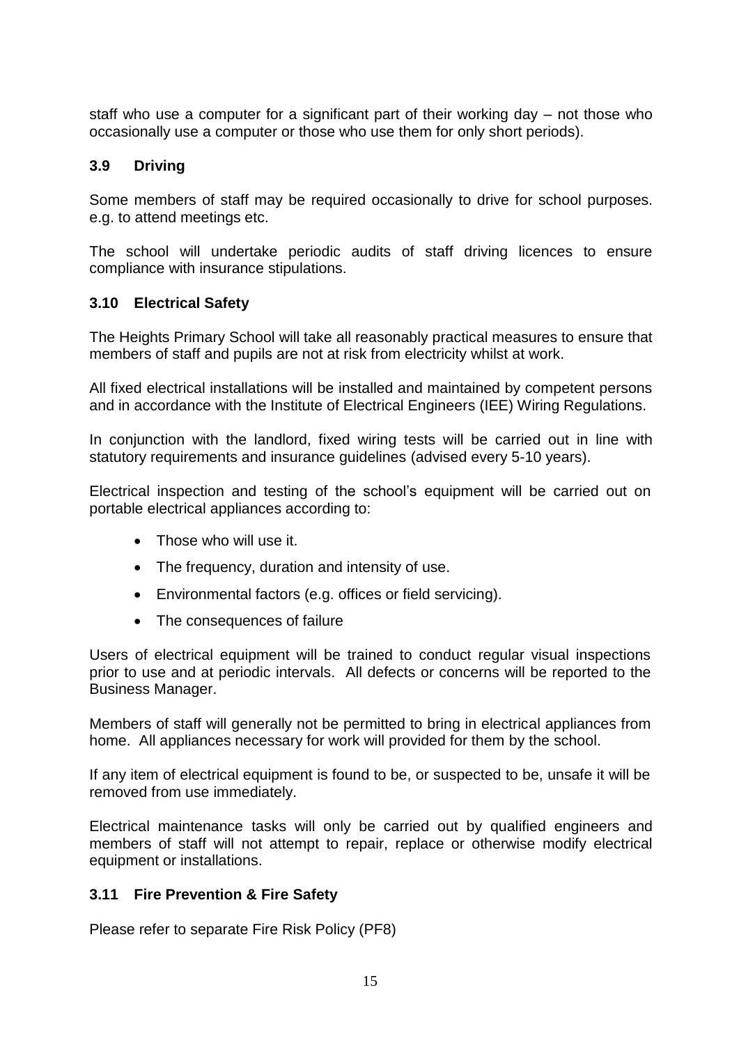staff who use a computer for a significant part of their working day – not those who occasionally use a computer or those who use them for only short periods).

### 3.9 Driving

Some members of staff may be required occasionally to drive for school purposes. e.g. to attend meetings etc.

The school will undertake periodic audits of staff driving licences to ensure compliance with insurance stipulations.

### 3.10 Electrical Safety

The Heights Primary School will take all reasonably practical measures to ensure that members of staff and pupils are not at risk from electricity whilst at work.

All fixed electrical installations will be installed and maintained by competent persons and in accordance with the Institute of Electrical Engineers (IEE) Wiring Regulations.

In conjunction with the landlord, fixed wiring tests will be carried out in line with statutory requirements and insurance guidelines (advised every 5-10 years).

Electrical inspection and testing of the school's equipment will be carried out on portable electrical appliances according to:

- Those who will use it.
- The frequency, duration and intensity of use.
- Environmental factors (e.g. offices or field servicing).
- The consequences of failure

Users of electrical equipment will be trained to conduct regular visual inspections prior to use and at periodic intervals. All defects or concerns will be reported to the Business Manager.

Members of staff will generally not be permitted to bring in electrical appliances from home. All appliances necessary for work will provided for them by the school.

If any item of electrical equipment is found to be, or suspected to be, unsafe it will be removed from use immediately.

Electrical maintenance tasks will only be carried out by qualified engineers and members of staff will not attempt to repair, replace or otherwise modify electrical equipment or installations.

### 3.11 Fire Prevention & Fire Safety

Please refer to separate Fire Risk Policy (PF8)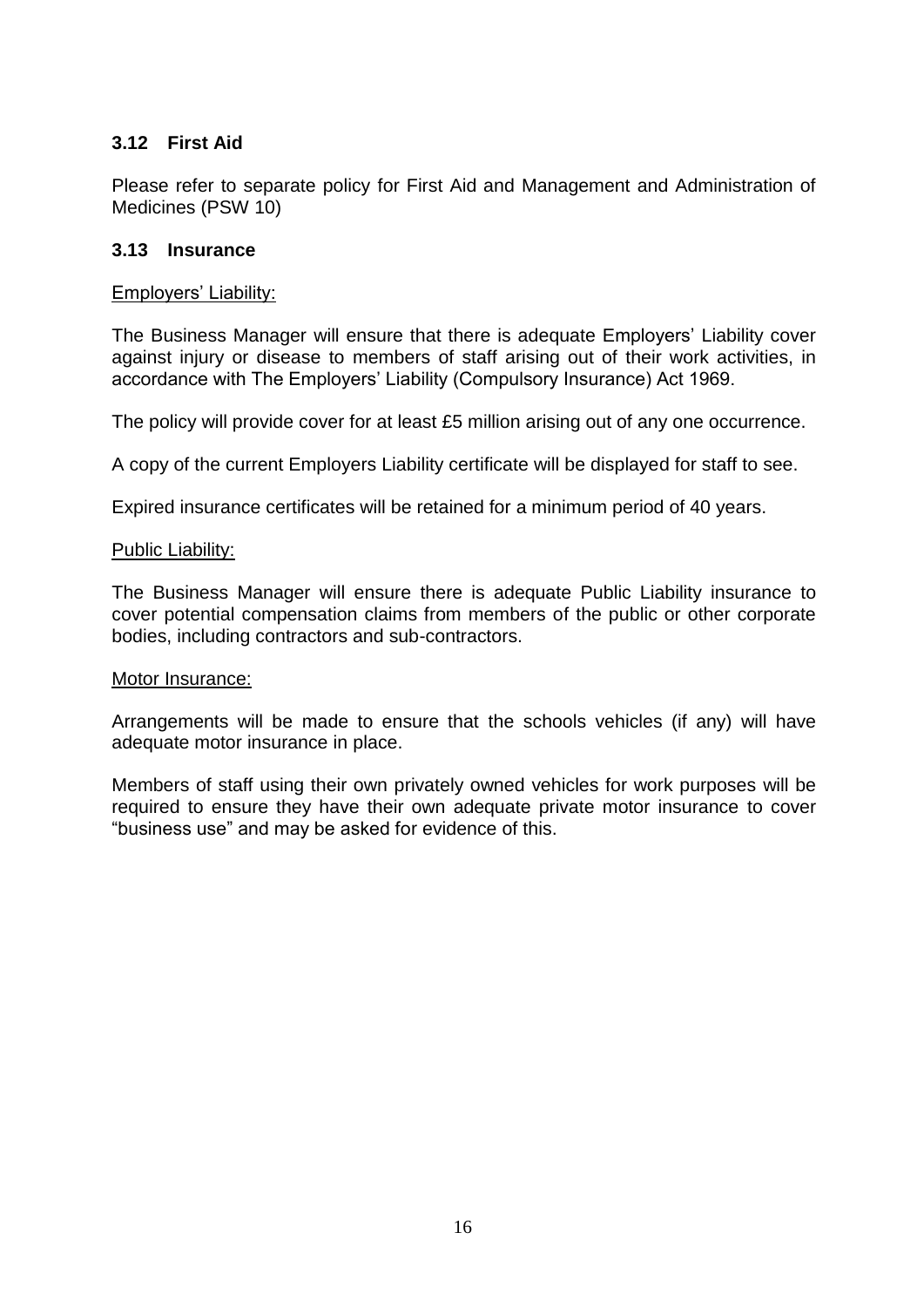### 3.12 First Aid

Please refer to separate policy for First Aid and Management and Administration of Medicines (PSW 10)

### 3.13 Insurance

<u>Employers' Liability:</u>

The Business Manager will ensure that there is adequate Employers' Liability cover against injury or disease to members of staff arising out of their work activities, in accordance with The Employers' Liability (Compulsory Insurance) Act 1969.

The policy will provide cover for at least £5 million arising out of any one occurrence.

A copy of the current Employers Liability certificate will be displayed for staff to see.

Expired insurance certificates will be retained for a minimum period of 40 years.

<u>Public Liability:</u>

The Business Manager will ensure there is adequate Public Liability insurance to cover potential compensation claims from members of the public or other corporate bodies, including contractors and sub-contractors.

<u>Motor Insurance:</u>

Arrangements will be made to ensure that the schools vehicles (if any) will have adequate motor insurance in place.

Members of staff using their own privately owned vehicles for work purposes will be required to ensure they have their own adequate private motor insurance to cover "business use" and may be asked for evidence of this.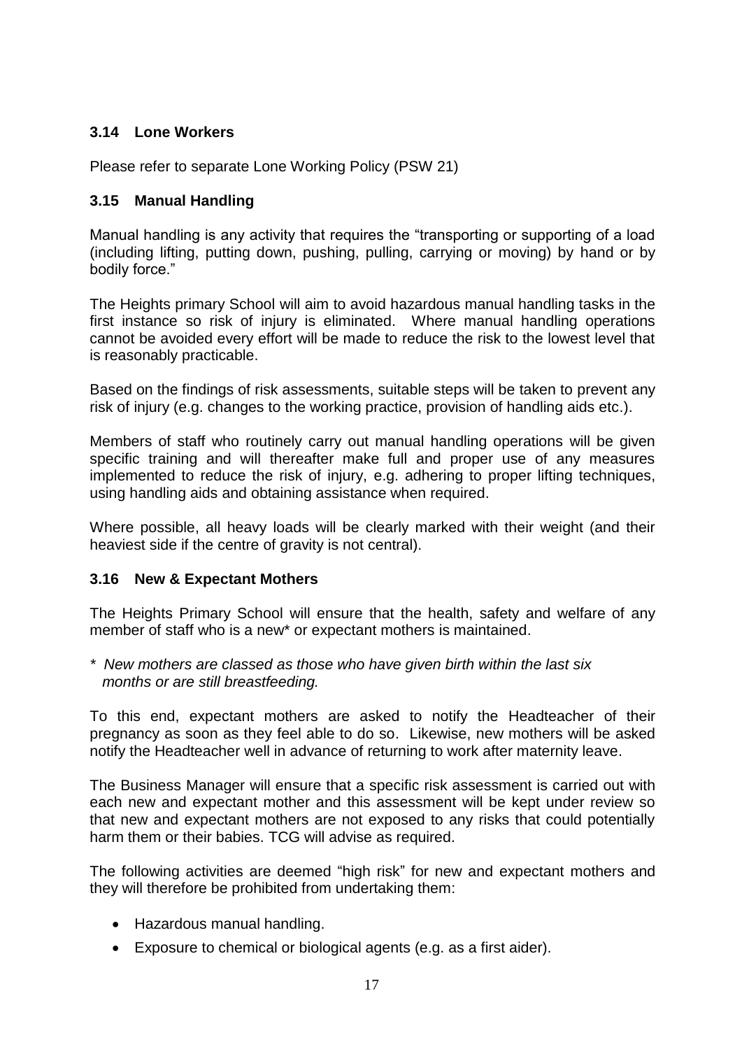### 3.14 Lone Workers

Please refer to separate Lone Working Policy (PSW 21)

### 3.15 Manual Handling

Manual handling is any activity that requires the "transporting or supporting of a load (including lifting, putting down, pushing, pulling, carrying or moving) by hand or by bodily force."

The Heights primary School will aim to avoid hazardous manual handling tasks in the first instance so risk of injury is eliminated. Where manual handling operations cannot be avoided every effort will be made to reduce the risk to the lowest level that is reasonably practicable.

Based on the findings of risk assessments, suitable steps will be taken to prevent any risk of injury (e.g. changes to the working practice, provision of handling aids etc.).

Members of staff who routinely carry out manual handling operations will be given specific training and will thereafter make full and proper use of any measures implemented to reduce the risk of injury, e.g. adhering to proper lifting techniques, using handling aids and obtaining assistance when required.

Where possible, all heavy loads will be clearly marked with their weight (and their heaviest side if the centre of gravity is not central).

### 3.16 New & Expectant Mothers

The Heights Primary School will ensure that the health, safety and welfare of any member of staff who is a new* or expectant mothers is maintained.

*\* New mothers are classed as those who have given birth within the last six months or are still breastfeeding.*

To this end, expectant mothers are asked to notify the Headteacher of their pregnancy as soon as they feel able to do so. Likewise, new mothers will be asked notify the Headteacher well in advance of returning to work after maternity leave.

The Business Manager will ensure that a specific risk assessment is carried out with each new and expectant mother and this assessment will be kept under review so that new and expectant mothers are not exposed to any risks that could potentially harm them or their babies. TCG will advise as required.

The following activities are deemed "high risk" for new and expectant mothers and they will therefore be prohibited from undertaking them:

- Hazardous manual handling.
- Exposure to chemical or biological agents (e.g. as a first aider).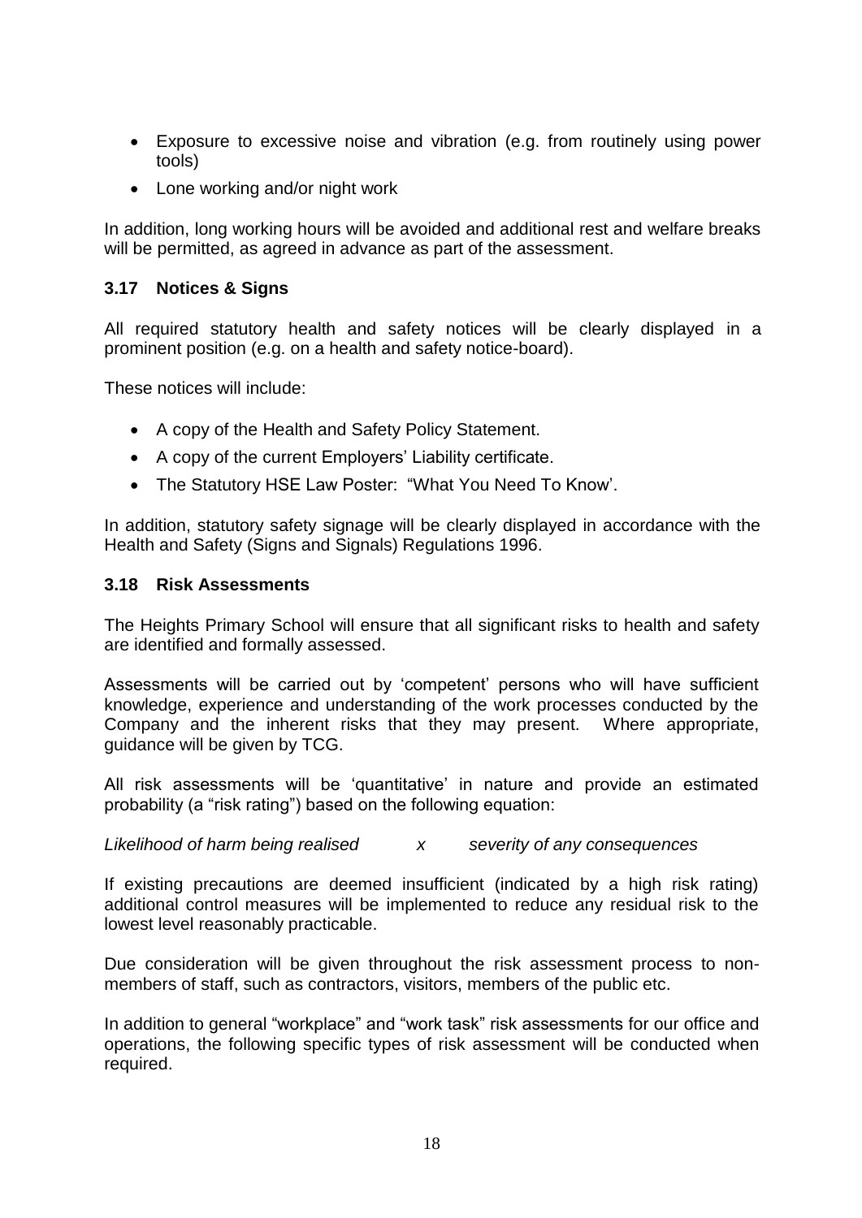- Exposure to excessive noise and vibration (e.g. from routinely using power tools)
- Lone working and/or night work

In addition, long working hours will be avoided and additional rest and welfare breaks will be permitted, as agreed in advance as part of the assessment.

### 3.17 Notices & Signs

All required statutory health and safety notices will be clearly displayed in a prominent position (e.g. on a health and safety notice-board).

These notices will include:

- A copy of the Health and Safety Policy Statement.
- A copy of the current Employers' Liability certificate.
- The Statutory HSE Law Poster: "What You Need To Know'.

In addition, statutory safety signage will be clearly displayed in accordance with the Health and Safety (Signs and Signals) Regulations 1996.

### 3.18 Risk Assessments

The Heights Primary School will ensure that all significant risks to health and safety are identified and formally assessed.

Assessments will be carried out by 'competent' persons who will have sufficient knowledge, experience and understanding of the work processes conducted by the Company and the inherent risks that they may present. Where appropriate, guidance will be given by TCG.

All risk assessments will be 'quantitative' in nature and provide an estimated probability (a "risk rating") based on the following equation:

*Likelihood of harm being realised x severity of any consequences*

If existing precautions are deemed insufficient (indicated by a high risk rating) additional control measures will be implemented to reduce any residual risk to the lowest level reasonably practicable.

Due consideration will be given throughout the risk assessment process to non-members of staff, such as contractors, visitors, members of the public etc.

In addition to general "workplace" and "work task" risk assessments for our office and operations, the following specific types of risk assessment will be conducted when required.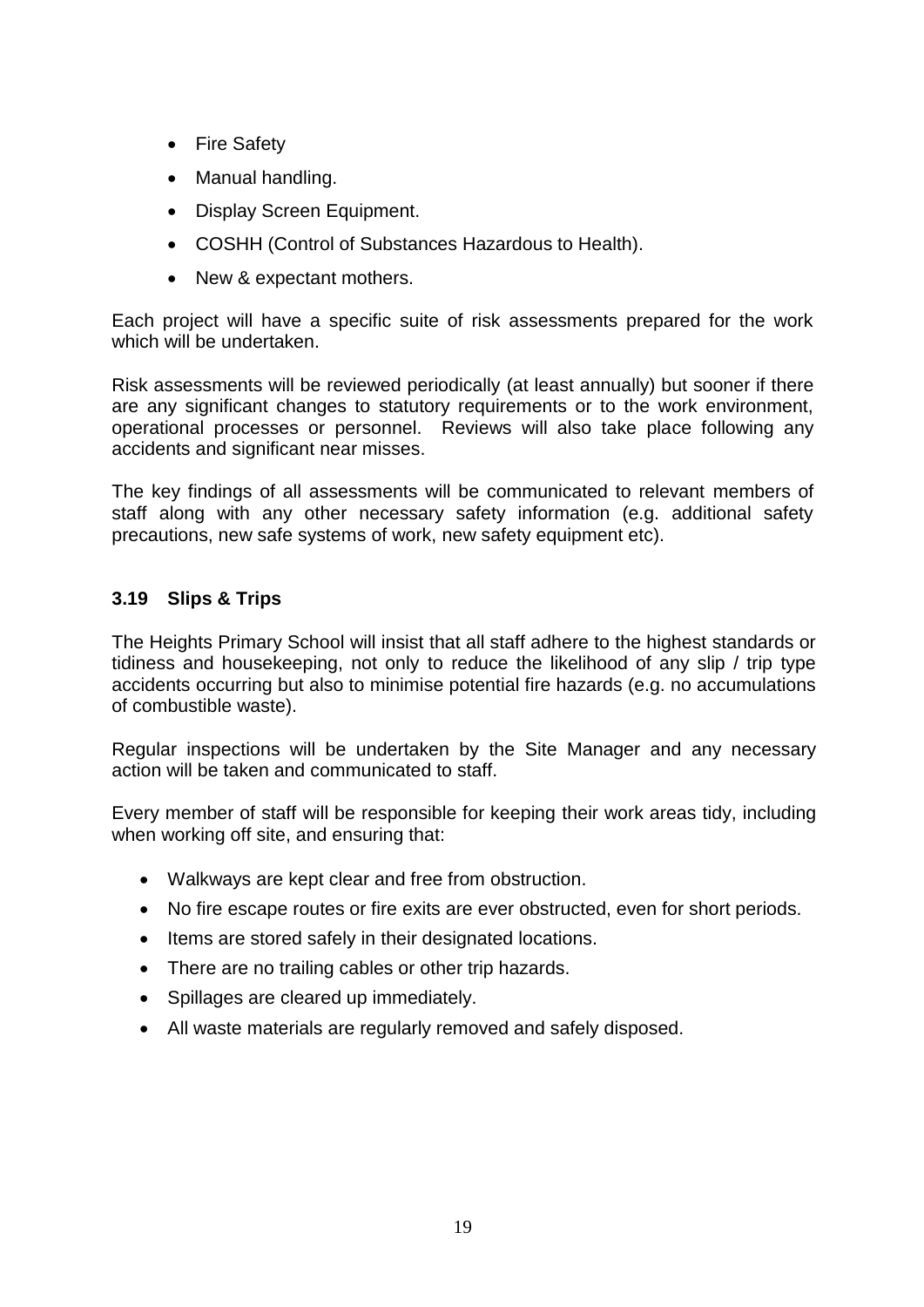- Fire Safety
- Manual handling.
- Display Screen Equipment.
- COSHH (Control of Substances Hazardous to Health).
- New & expectant mothers.

Each project will have a specific suite of risk assessments prepared for the work which will be undertaken.

Risk assessments will be reviewed periodically (at least annually) but sooner if there are any significant changes to statutory requirements or to the work environment, operational processes or personnel. Reviews will also take place following any accidents and significant near misses.

The key findings of all assessments will be communicated to relevant members of staff along with any other necessary safety information (e.g. additional safety precautions, new safe systems of work, new safety equipment etc).

### 3.19 Slips & Trips

The Heights Primary School will insist that all staff adhere to the highest standards or tidiness and housekeeping, not only to reduce the likelihood of any slip / trip type accidents occurring but also to minimise potential fire hazards (e.g. no accumulations of combustible waste).

Regular inspections will be undertaken by the Site Manager and any necessary action will be taken and communicated to staff.

Every member of staff will be responsible for keeping their work areas tidy, including when working off site, and ensuring that:

- Walkways are kept clear and free from obstruction.
- No fire escape routes or fire exits are ever obstructed, even for short periods.
- Items are stored safely in their designated locations.
- There are no trailing cables or other trip hazards.
- Spillages are cleared up immediately.
- All waste materials are regularly removed and safely disposed.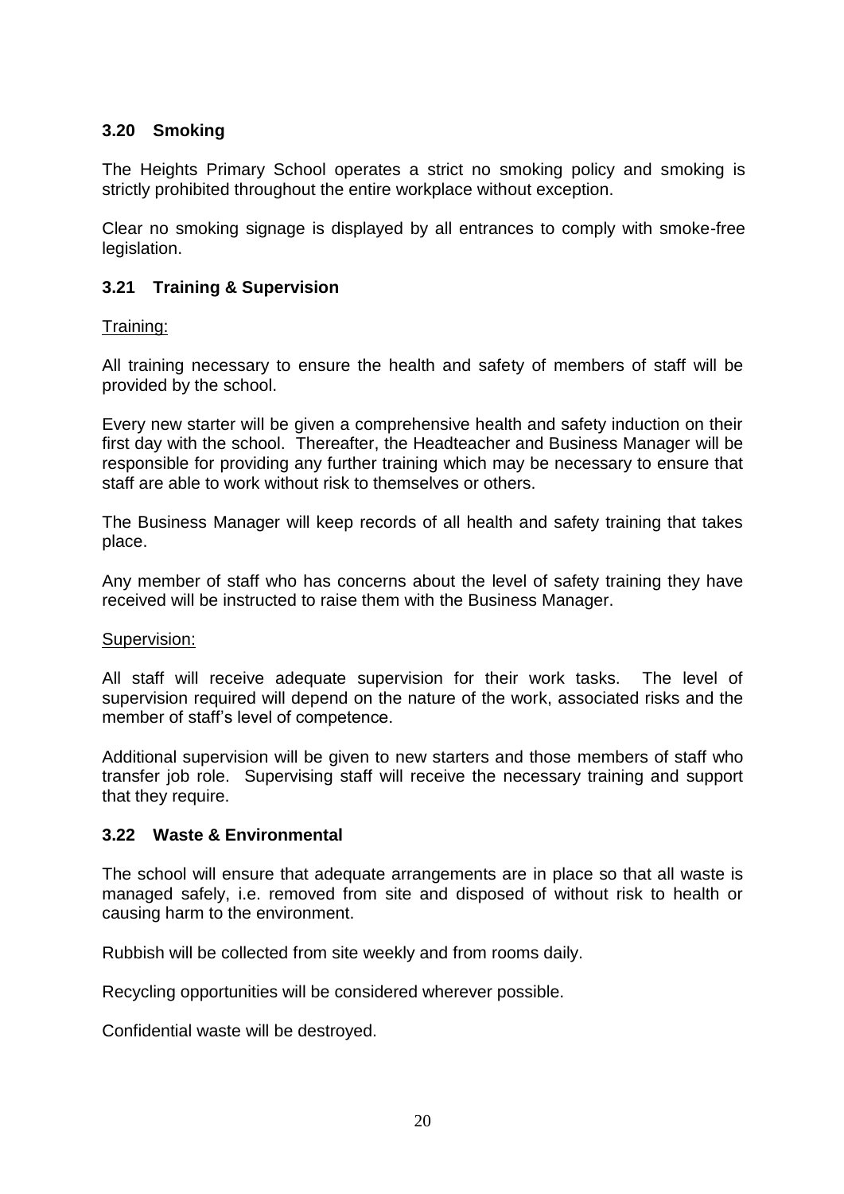### 3.20 Smoking

The Heights Primary School operates a strict no smoking policy and smoking is strictly prohibited throughout the entire workplace without exception.

Clear no smoking signage is displayed by all entrances to comply with smoke-free legislation.

### 3.21 Training & Supervision

Training:

All training necessary to ensure the health and safety of members of staff will be provided by the school.

Every new starter will be given a comprehensive health and safety induction on their first day with the school. Thereafter, the Headteacher and Business Manager will be responsible for providing any further training which may be necessary to ensure that staff are able to work without risk to themselves or others.

The Business Manager will keep records of all health and safety training that takes place.

Any member of staff who has concerns about the level of safety training they have received will be instructed to raise them with the Business Manager.

Supervision:

All staff will receive adequate supervision for their work tasks. The level of supervision required will depend on the nature of the work, associated risks and the member of staff's level of competence.

Additional supervision will be given to new starters and those members of staff who transfer job role. Supervising staff will receive the necessary training and support that they require.

### 3.22 Waste & Environmental

The school will ensure that adequate arrangements are in place so that all waste is managed safely, i.e. removed from site and disposed of without risk to health or causing harm to the environment.

Rubbish will be collected from site weekly and from rooms daily.

Recycling opportunities will be considered wherever possible.

Confidential waste will be destroyed.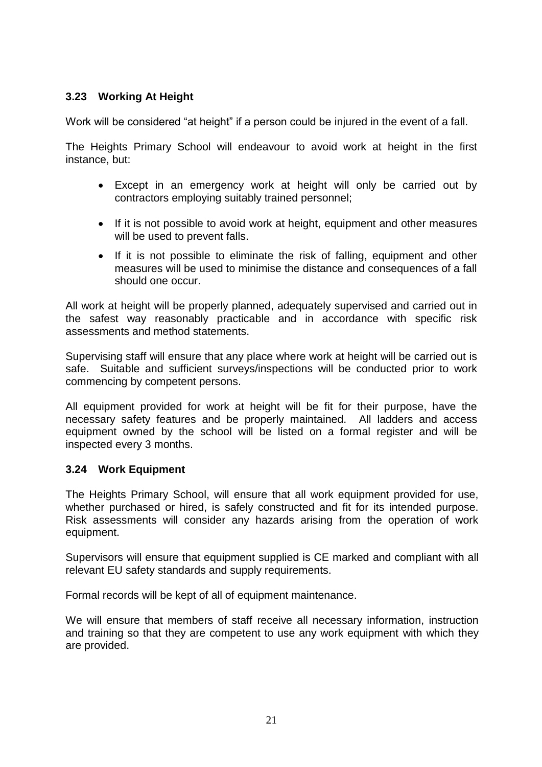### 3.23 Working At Height

Work will be considered "at height" if a person could be injured in the event of a fall.

The Heights Primary School will endeavour to avoid work at height in the first instance, but:

- Except in an emergency work at height will only be carried out by contractors employing suitably trained personnel;
- If it is not possible to avoid work at height, equipment and other measures will be used to prevent falls.
- If it is not possible to eliminate the risk of falling, equipment and other measures will be used to minimise the distance and consequences of a fall should one occur.

All work at height will be properly planned, adequately supervised and carried out in the safest way reasonably practicable and in accordance with specific risk assessments and method statements.

Supervising staff will ensure that any place where work at height will be carried out is safe. Suitable and sufficient surveys/inspections will be conducted prior to work commencing by competent persons.

All equipment provided for work at height will be fit for their purpose, have the necessary safety features and be properly maintained. All ladders and access equipment owned by the school will be listed on a formal register and will be inspected every 3 months.

### 3.24 Work Equipment

The Heights Primary School, will ensure that all work equipment provided for use, whether purchased or hired, is safely constructed and fit for its intended purpose. Risk assessments will consider any hazards arising from the operation of work equipment.

Supervisors will ensure that equipment supplied is CE marked and compliant with all relevant EU safety standards and supply requirements.

Formal records will be kept of all of equipment maintenance.

We will ensure that members of staff receive all necessary information, instruction and training so that they are competent to use any work equipment with which they are provided.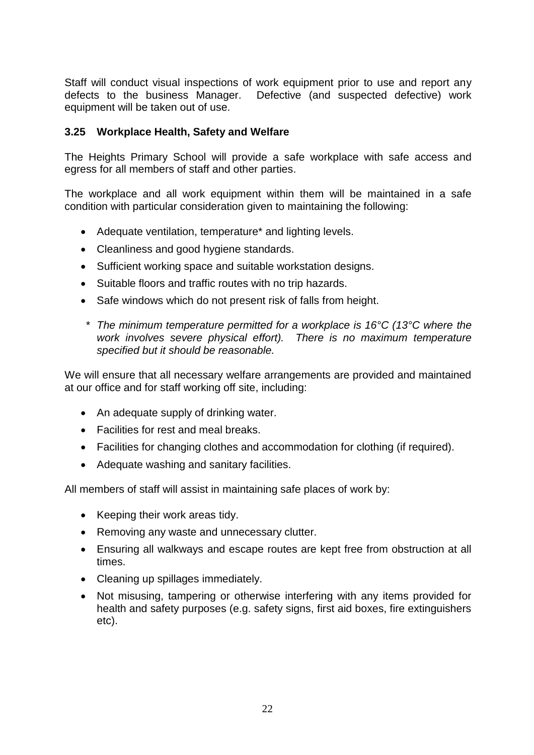Staff will conduct visual inspections of work equipment prior to use and report any defects to the business Manager. Defective (and suspected defective) work equipment will be taken out of use.

### 3.25 Workplace Health, Safety and Welfare

The Heights Primary School will provide a safe workplace with safe access and egress for all members of staff and other parties.

The workplace and all work equipment within them will be maintained in a safe condition with particular consideration given to maintaining the following:

- Adequate ventilation, temperature* and lighting levels.
- Cleanliness and good hygiene standards.
- Sufficient working space and suitable workstation designs.
- Suitable floors and traffic routes with no trip hazards.
- Safe windows which do not present risk of falls from height.

\* *The minimum temperature permitted for a workplace is 16°C (13°C where the work involves severe physical effort). There is no maximum temperature specified but it should be reasonable.*

We will ensure that all necessary welfare arrangements are provided and maintained at our office and for staff working off site, including:

- An adequate supply of drinking water.
- Facilities for rest and meal breaks.
- Facilities for changing clothes and accommodation for clothing (if required).
- Adequate washing and sanitary facilities.

All members of staff will assist in maintaining safe places of work by:

- Keeping their work areas tidy.
- Removing any waste and unnecessary clutter.
- Ensuring all walkways and escape routes are kept free from obstruction at all times.
- Cleaning up spillages immediately.
- Not misusing, tampering or otherwise interfering with any items provided for health and safety purposes (e.g. safety signs, first aid boxes, fire extinguishers etc).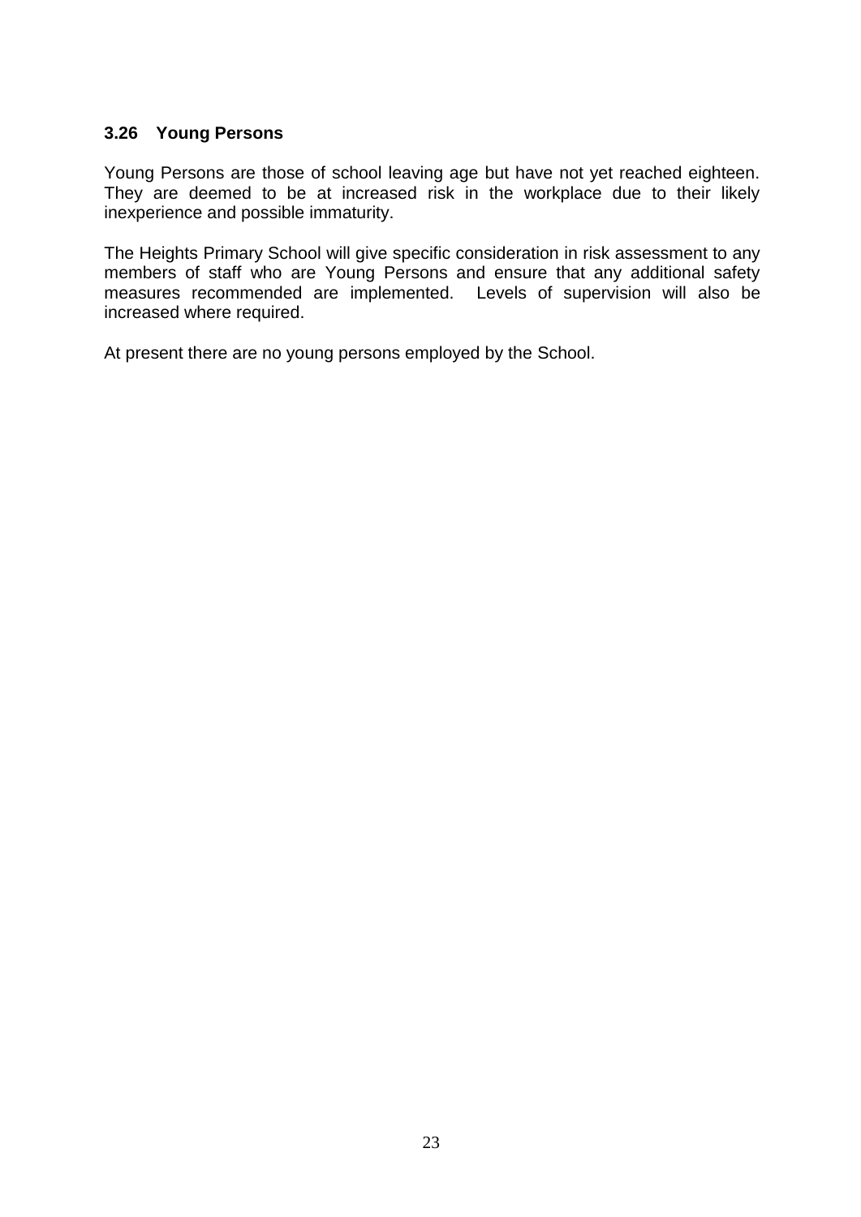### 3.26 Young Persons

Young Persons are those of school leaving age but have not yet reached eighteen. They are deemed to be at increased risk in the workplace due to their likely inexperience and possible immaturity.

The Heights Primary School will give specific consideration in risk assessment to any members of staff who are Young Persons and ensure that any additional safety measures recommended are implemented. Levels of supervision will also be increased where required.

At present there are no young persons employed by the School.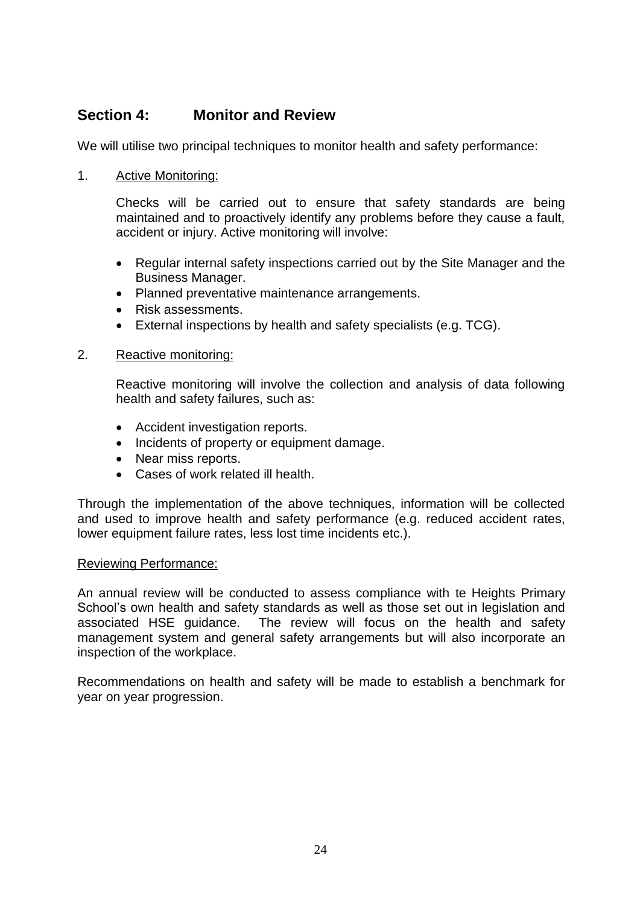## Section 4: Monitor and Review

We will utilise two principal techniques to monitor health and safety performance:

1. Active Monitoring:

   Checks will be carried out to ensure that safety standards are being maintained and to proactively identify any problems before they cause a fault, accident or injury. Active monitoring will involve:

   - Regular internal safety inspections carried out by the Site Manager and the Business Manager.
   - Planned preventative maintenance arrangements.
   - Risk assessments.
   - External inspections by health and safety specialists (e.g. TCG).

2. Reactive monitoring:

   Reactive monitoring will involve the collection and analysis of data following health and safety failures, such as:

   - Accident investigation reports.
   - Incidents of property or equipment damage.
   - Near miss reports.
   - Cases of work related ill health.

Through the implementation of the above techniques, information will be collected and used to improve health and safety performance (e.g. reduced accident rates, lower equipment failure rates, less lost time incidents etc.).

Reviewing Performance:

An annual review will be conducted to assess compliance with te Heights Primary School's own health and safety standards as well as those set out in legislation and associated HSE guidance. The review will focus on the health and safety management system and general safety arrangements but will also incorporate an inspection of the workplace.

Recommendations on health and safety will be made to establish a benchmark for year on year progression.